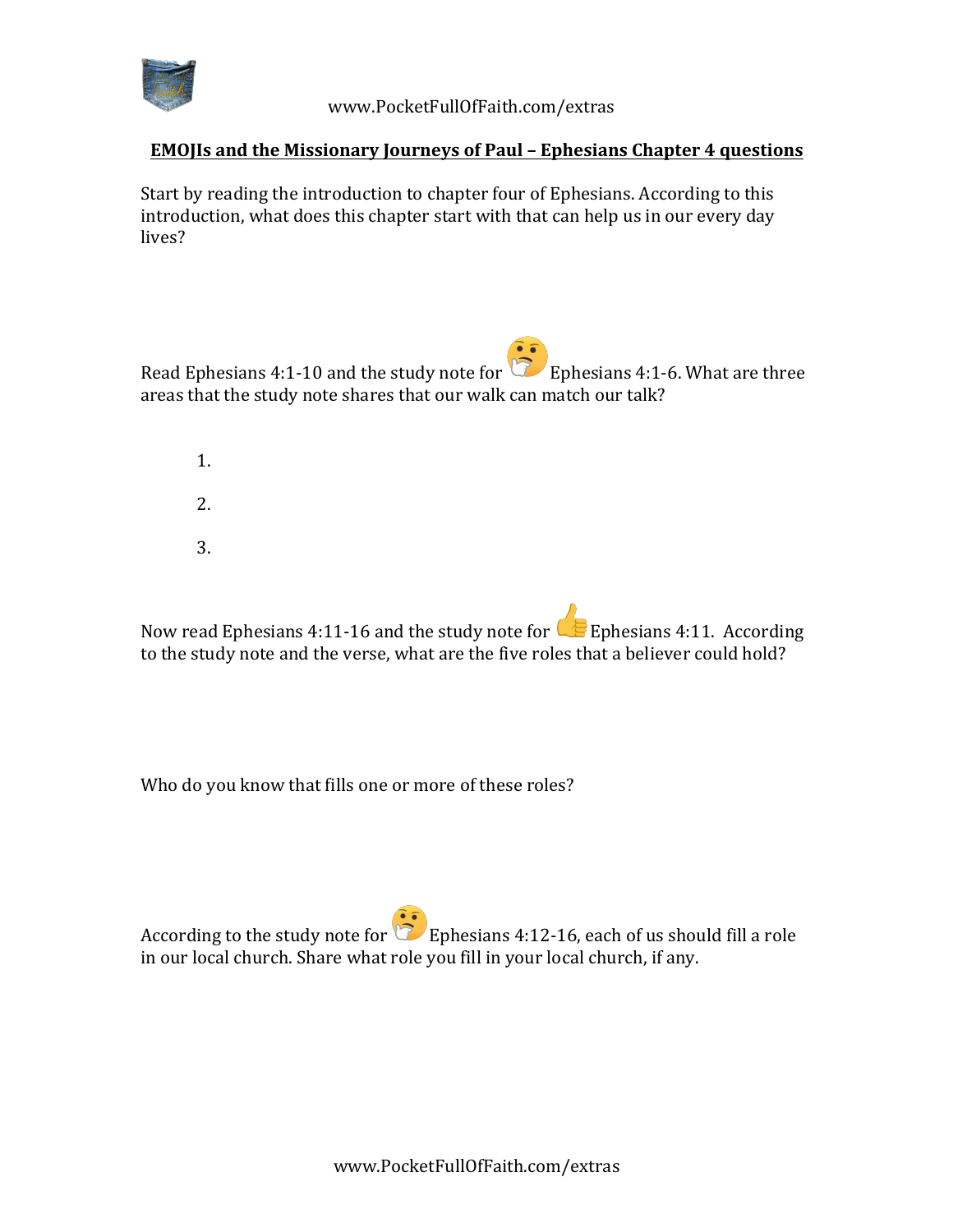## EMOJIs and the Missionary Journeys of Paul – Ephesians Chapter 4 questions

Start by reading the introduction to chapter four of Ephesians. According to this introduction, what does this chapter start with that can help us in our every day lives?

Read Ephesians 4:1-10 and the study note for 🤔 Ephesians 4:1-6. What are three areas that the study note shares that our walk can match our talk?

1.
2.
3.

Now read Ephesians 4:11-16 and the study note for 👍 Ephesians 4:11. According to the study note and the verse, what are the five roles that a believer could hold?

Who do you know that fills one or more of these roles?

According to the study note for 🤔 Ephesians 4:12-16, each of us should fill a role in our local church. Share what role you fill in your local church, if any.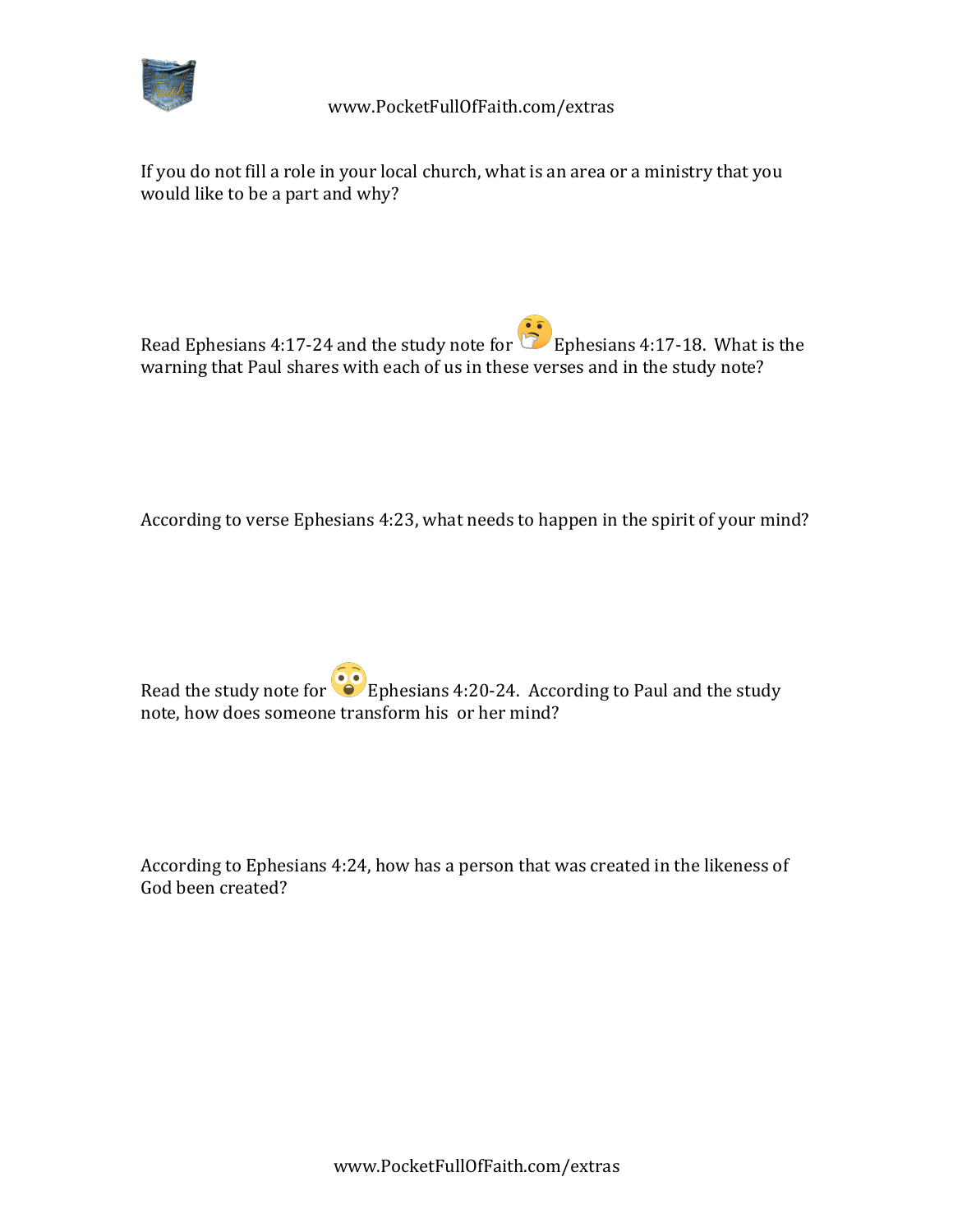If you do not fill a role in your local church, what is an area or a ministry that you would like to be a part and why?

Read Ephesians 4:17-24 and the study note for 🤔 Ephesians 4:17-18. What is the warning that Paul shares with each of us in these verses and in the study note?

According to verse Ephesians 4:23, what needs to happen in the spirit of your mind?

Read the study note for 😲 Ephesians 4:20-24. According to Paul and the study note, how does someone transform his or her mind?

According to Ephesians 4:24, how has a person that was created in the likeness of God been created?